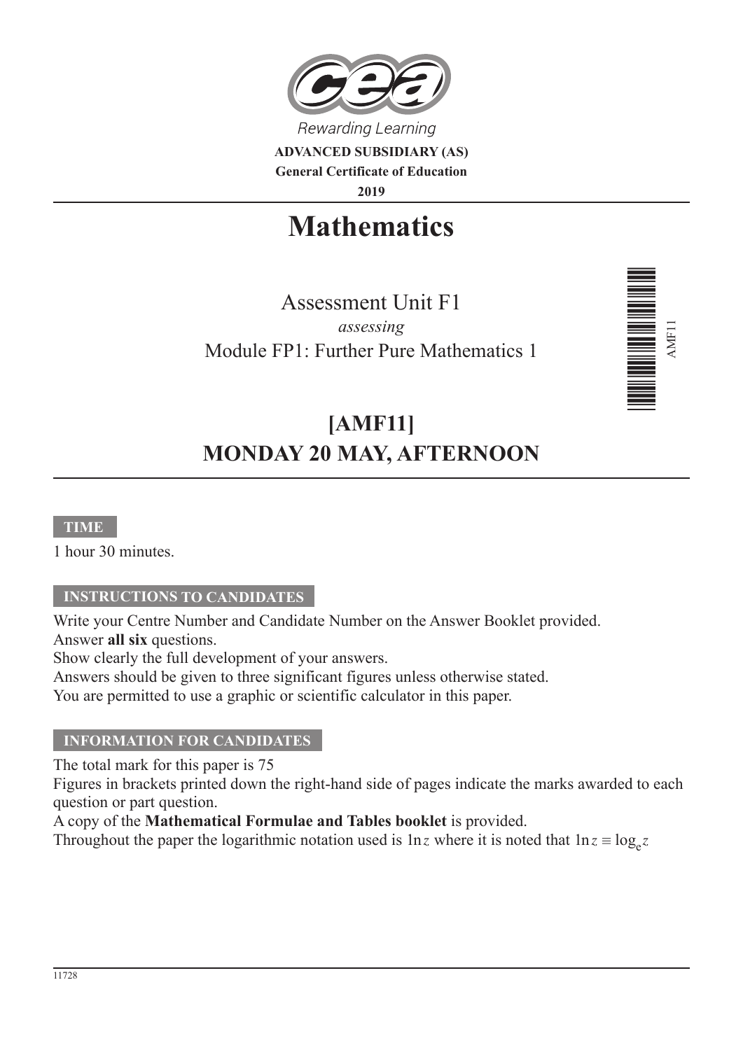Rewarding Learning

**ADVANCED SUBSIDIARY (AS)**
**General Certificate of Education**
**2019**

# Mathematics

Assessment Unit F1
*assessing*
Module FP1: Further Pure Mathematics 1

AMF11

## [AMF11]
## MONDAY 20 MAY, AFTERNOON

**TIME**

1 hour 30 minutes.

**INSTRUCTIONS TO CANDIDATES**

Write your Centre Number and Candidate Number on the Answer Booklet provided.
Answer **all six** questions.
Show clearly the full development of your answers.
Answers should be given to three significant figures unless otherwise stated.
You are permitted to use a graphic or scientific calculator in this paper.

**INFORMATION FOR CANDIDATES**

The total mark for this paper is 75
Figures in brackets printed down the right-hand side of pages indicate the marks awarded to each question or part question.
A copy of the **Mathematical Formulae and Tables booklet** is provided.
Throughout the paper the logarithmic notation used is $\ln z$ where it is noted that $\ln z \equiv \log_e z$

11728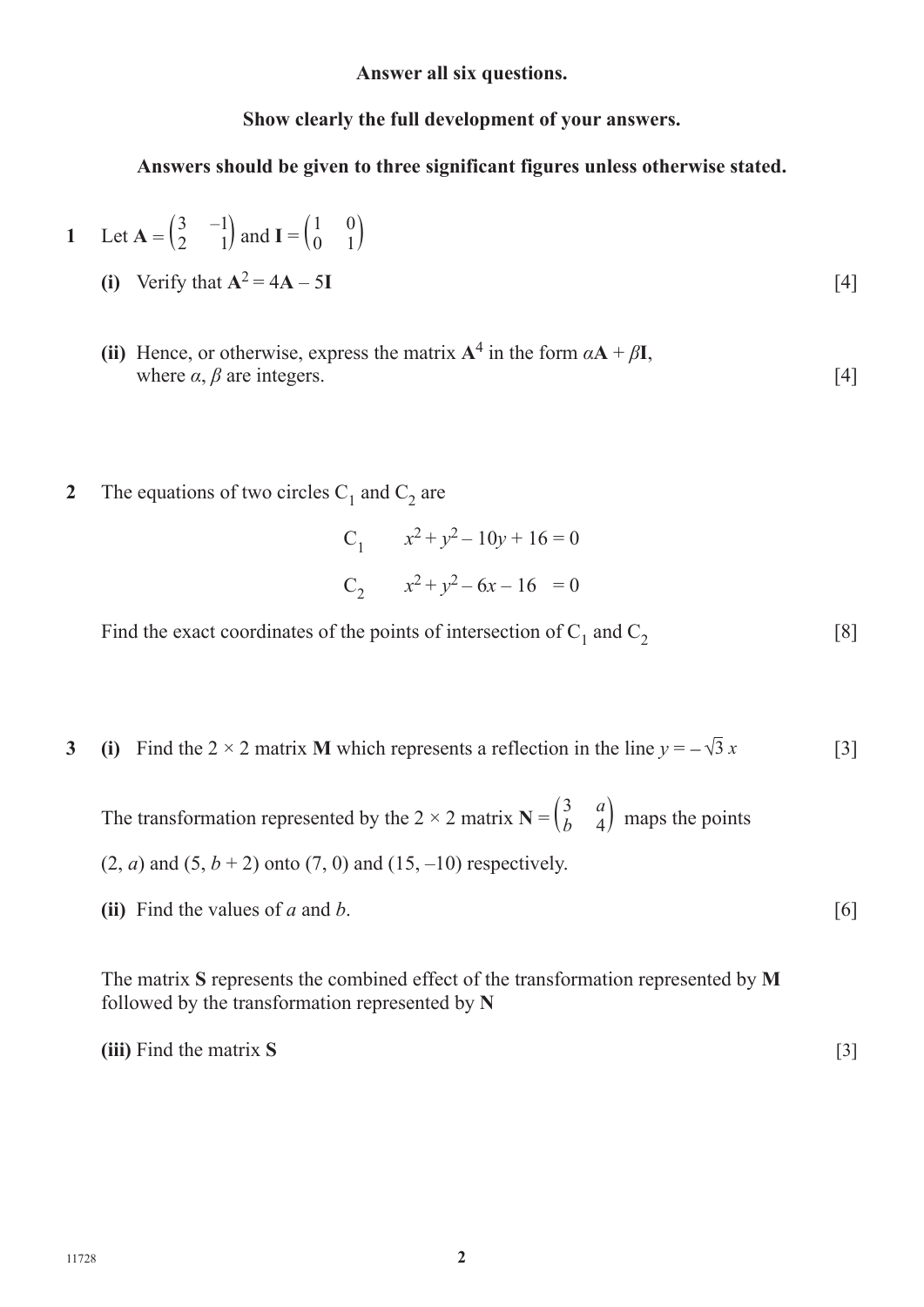**Answer all six questions.**

**Show clearly the full development of your answers.**

**Answers should be given to three significant figures unless otherwise stated.**

**1** Let $\mathbf{A} = \begin{pmatrix} 3 & -1 \\ 2 & 1 \end{pmatrix}$ and $\mathbf{I} = \begin{pmatrix} 1 & 0 \\ 0 & 1 \end{pmatrix}$

**(i)** Verify that $\mathbf{A}^2 = 4\mathbf{A} - 5\mathbf{I}$ [4]

**(ii)** Hence, or otherwise, express the matrix $\mathbf{A}^4$ in the form $\alpha\mathbf{A} + \beta\mathbf{I}$, where $\alpha$, $\beta$ are integers. [4]

**2** The equations of two circles $C_1$ and $C_2$ are

$$C_1 \qquad x^2 + y^2 - 10y + 16 = 0$$

$$C_2 \qquad x^2 + y^2 - 6x - 16 = 0$$

Find the exact coordinates of the points of intersection of $C_1$ and $C_2$ [8]

**3** **(i)** Find the $2 \times 2$ matrix $\mathbf{M}$ which represents a reflection in the line $y = -\sqrt{3}\,x$ [3]

The transformation represented by the $2 \times 2$ matrix $\mathbf{N} = \begin{pmatrix} 3 & a \\ b & 4 \end{pmatrix}$ maps the points $(2, a)$ and $(5, b + 2)$ onto $(7, 0)$ and $(15, -10)$ respectively.

**(ii)** Find the values of $a$ and $b$. [6]

The matrix $\mathbf{S}$ represents the combined effect of the transformation represented by $\mathbf{M}$ followed by the transformation represented by $\mathbf{N}$

**(iii)** Find the matrix $\mathbf{S}$ [3]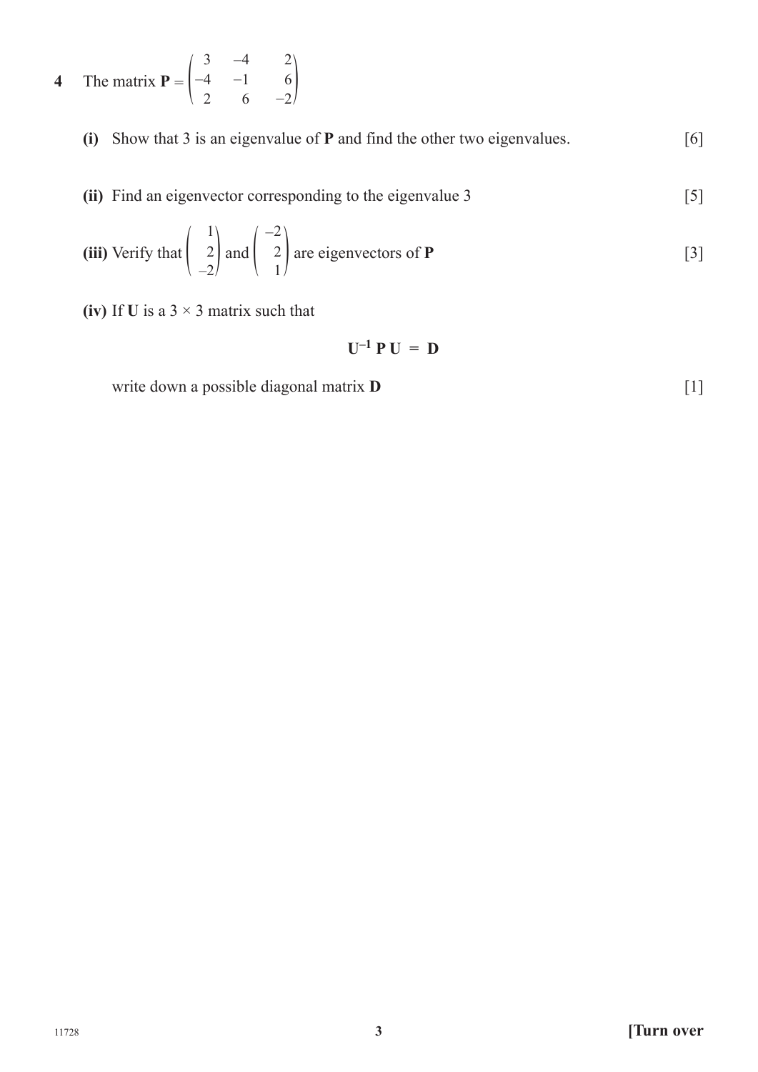**4** The matrix $\mathbf{P} = \begin{pmatrix} 3 & -4 & 2 \\ -4 & -1 & 6 \\ 2 & 6 & -2 \end{pmatrix}$

**(i)** Show that 3 is an eigenvalue of **P** and find the other two eigenvalues. [6]

**(ii)** Find an eigenvector corresponding to the eigenvalue 3 [5]

**(iii)** Verify that $\begin{pmatrix} 1 \\ 2 \\ -2 \end{pmatrix}$ and $\begin{pmatrix} -2 \\ 2 \\ 1 \end{pmatrix}$ are eigenvectors of **P** [3]

**(iv)** If **U** is a $3 \times 3$ matrix such that

$$\mathbf{U}^{-1}\,\mathbf{P}\,\mathbf{U} = \mathbf{D}$$

write down a possible diagonal matrix **D** [1]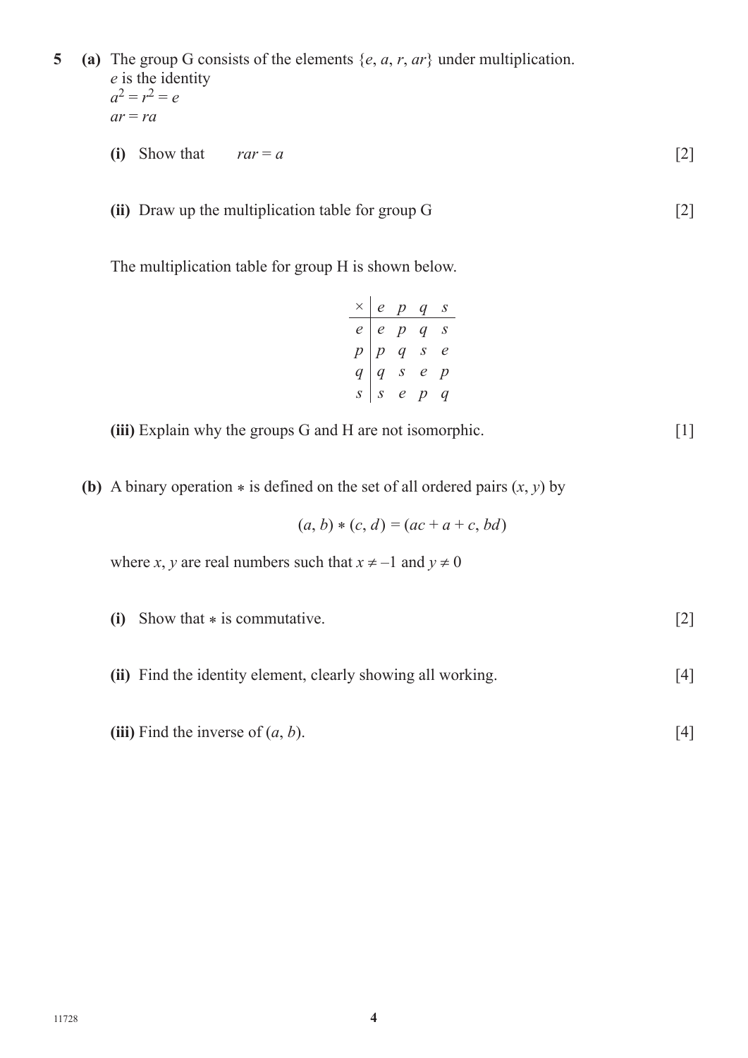**5** **(a)** The group G consists of the elements $\{e, a, r, ar\}$ under multiplication.
$e$ is the identity
$a^2 = r^2 = e$
$ar = ra$

**(i)** Show that $\quad rar = a$ [2]

**(ii)** Draw up the multiplication table for group G [2]

The multiplication table for group H is shown below.

| $\times$ | $e$ | $p$ | $q$ | $s$ |
|---|---|---|---|---|
| $e$ | $e$ | $p$ | $q$ | $s$ |
| $p$ | $p$ | $q$ | $s$ | $e$ |
| $q$ | $q$ | $s$ | $e$ | $p$ |
| $s$ | $s$ | $e$ | $p$ | $q$ |

**(iii)** Explain why the groups G and H are not isomorphic. [1]

**(b)** A binary operation $*$ is defined on the set of all ordered pairs $(x, y)$ by

$$(a, b) * (c, d) = (ac + a + c, bd)$$

where $x$, $y$ are real numbers such that $x \neq -1$ and $y \neq 0$

**(i)** Show that $*$ is commutative. [2]

**(ii)** Find the identity element, clearly showing all working. [4]

**(iii)** Find the inverse of $(a, b)$. [4]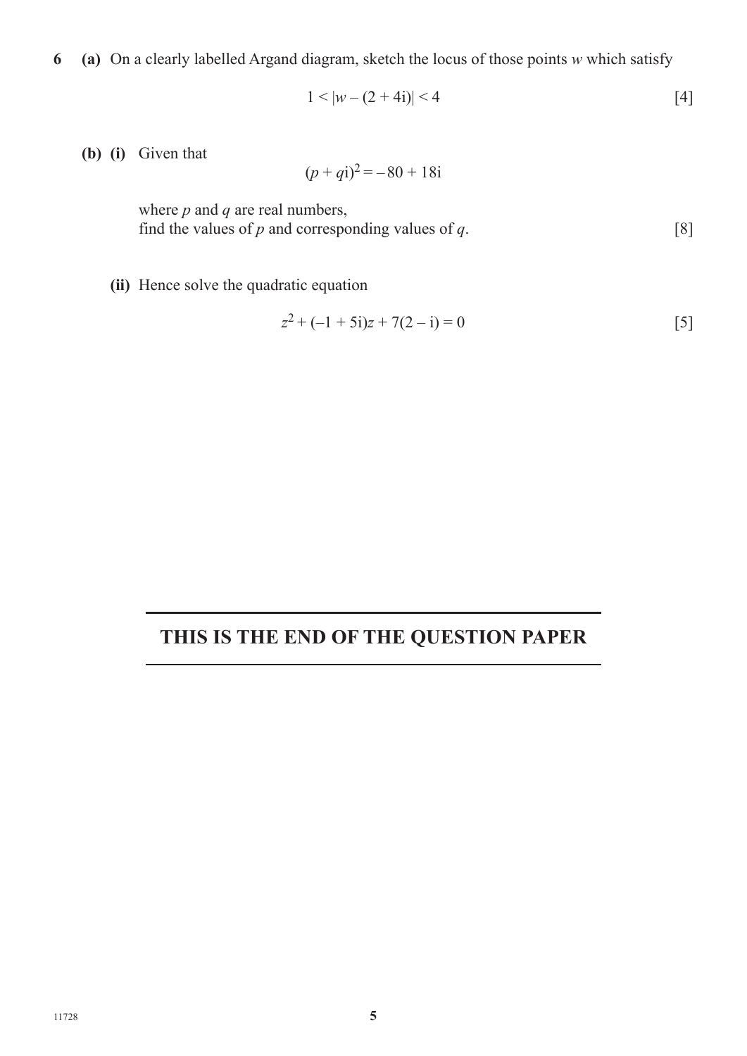**6** **(a)** On a clearly labelled Argand diagram, sketch the locus of those points $w$ which satisfy

$$1 < |w - (2 + 4\text{i})| < 4 \qquad [4]$$

**(b)** **(i)** Given that

$$(p + q\text{i})^2 = -80 + 18\text{i}$$

where $p$ and $q$ are real numbers,
find the values of $p$ and corresponding values of $q$. [8]

**(ii)** Hence solve the quadratic equation

$$z^2 + (-1 + 5\text{i})z + 7(2 - \text{i}) = 0 \qquad [5]$$

## THIS IS THE END OF THE QUESTION PAPER